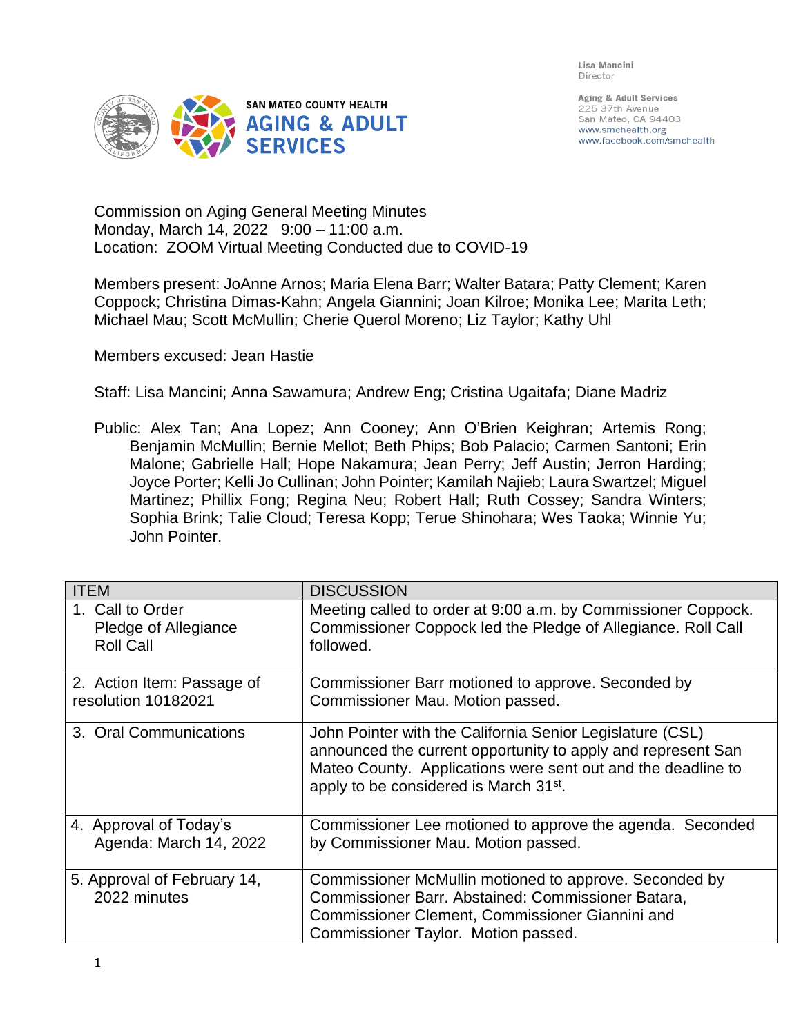Lisa Mancini
Director

Aging & Adult Services
225 37th Avenue
San Mateo, CA 94403
www.smchealth.org
www.facebook.com/smchealth

SAN MATEO COUNTY HEALTH
**AGING & ADULT SERVICES**

Commission on Aging General Meeting Minutes
Monday, March 14, 2022 9:00 – 11:00 a.m.
Location: ZOOM Virtual Meeting Conducted due to COVID-19

Members present: JoAnne Arnos; Maria Elena Barr; Walter Batara; Patty Clement; Karen Coppock; Christina Dimas-Kahn; Angela Giannini; Joan Kilroe; Monika Lee; Marita Leth; Michael Mau; Scott McMullin; Cherie Querol Moreno; Liz Taylor; Kathy Uhl

Members excused: Jean Hastie

Staff: Lisa Mancini; Anna Sawamura; Andrew Eng; Cristina Ugaitafa; Diane Madriz

Public: Alex Tan; Ana Lopez; Ann Cooney; Ann O'Brien Keighran; Artemis Rong; Benjamin McMullin; Bernie Mellot; Beth Phips; Bob Palacio; Carmen Santoni; Erin Malone; Gabrielle Hall; Hope Nakamura; Jean Perry; Jeff Austin; Jerron Harding; Joyce Porter; Kelli Jo Cullinan; John Pointer; Kamilah Najieb; Laura Swartzel; Miguel Martinez; Phillix Fong; Regina Neu; Robert Hall; Ruth Cossey; Sandra Winters; Sophia Brink; Talie Cloud; Teresa Kopp; Terue Shinohara; Wes Taoka; Winnie Yu; John Pointer.

| ITEM | DISCUSSION |
|---|---|
| 1. Call to Order<br>Pledge of Allegiance<br>Roll Call | Meeting called to order at 9:00 a.m. by Commissioner Coppock. Commissioner Coppock led the Pledge of Allegiance. Roll Call followed. |
| 2. Action Item: Passage of resolution 10182021 | Commissioner Barr motioned to approve. Seconded by Commissioner Mau. Motion passed. |
| 3. Oral Communications | John Pointer with the California Senior Legislature (CSL) announced the current opportunity to apply and represent San Mateo County. Applications were sent out and the deadline to apply to be considered is March 31st. |
| 4. Approval of Today's Agenda: March 14, 2022 | Commissioner Lee motioned to approve the agenda. Seconded by Commissioner Mau. Motion passed. |
| 5. Approval of February 14, 2022 minutes | Commissioner McMullin motioned to approve. Seconded by Commissioner Barr. Abstained: Commissioner Batara, Commissioner Clement, Commissioner Giannini and Commissioner Taylor. Motion passed. |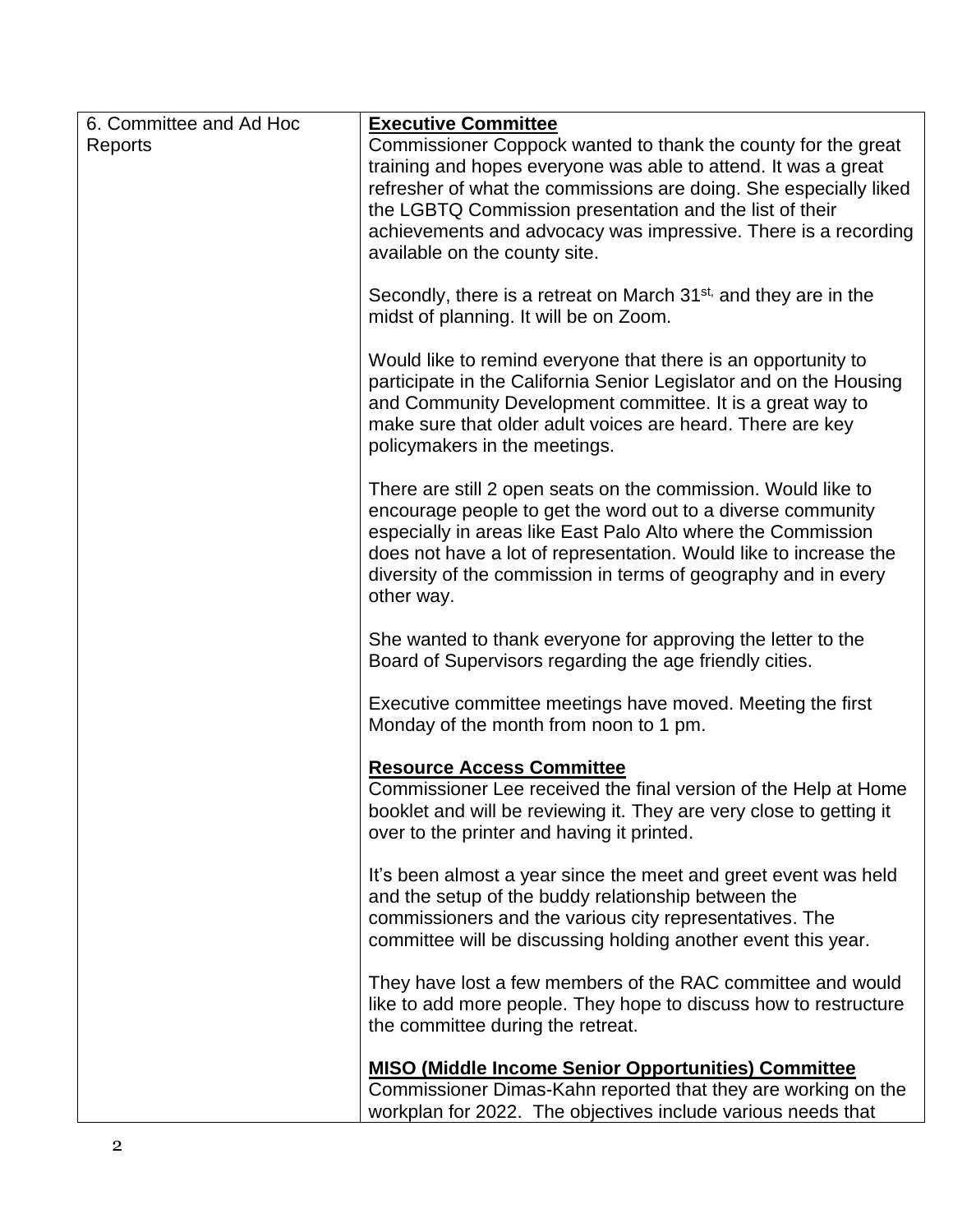| 6. Committee and Ad Hoc Reports | **<u>Executive Committee</u>**<br>Commissioner Coppock wanted to thank the county for the great training and hopes everyone was able to attend. It was a great refresher of what the commissions are doing. She especially liked the LGBTQ Commission presentation and the list of their achievements and advocacy was impressive. There is a recording available on the county site.<br><br>Secondly, there is a retreat on March 31st, and they are in the midst of planning. It will be on Zoom.<br><br>Would like to remind everyone that there is an opportunity to participate in the California Senior Legislator and on the Housing and Community Development committee. It is a great way to make sure that older adult voices are heard. There are key policymakers in the meetings.<br><br>There are still 2 open seats on the commission. Would like to encourage people to get the word out to a diverse community especially in areas like East Palo Alto where the Commission does not have a lot of representation. Would like to increase the diversity of the commission in terms of geography and in every other way.<br><br>She wanted to thank everyone for approving the letter to the Board of Supervisors regarding the age friendly cities.<br><br>Executive committee meetings have moved. Meeting the first Monday of the month from noon to 1 pm.<br><br>**<u>Resource Access Committee</u>**<br>Commissioner Lee received the final version of the Help at Home booklet and will be reviewing it. They are very close to getting it over to the printer and having it printed.<br><br>It's been almost a year since the meet and greet event was held and the setup of the buddy relationship between the commissioners and the various city representatives. The committee will be discussing holding another event this year.<br><br>They have lost a few members of the RAC committee and would like to add more people. They hope to discuss how to restructure the committee during the retreat.<br><br>**<u>MISO (Middle Income Senior Opportunities) Committee</u>**<br>Commissioner Dimas-Kahn reported that they are working on the workplan for 2022. The objectives include various needs that |
|---|---|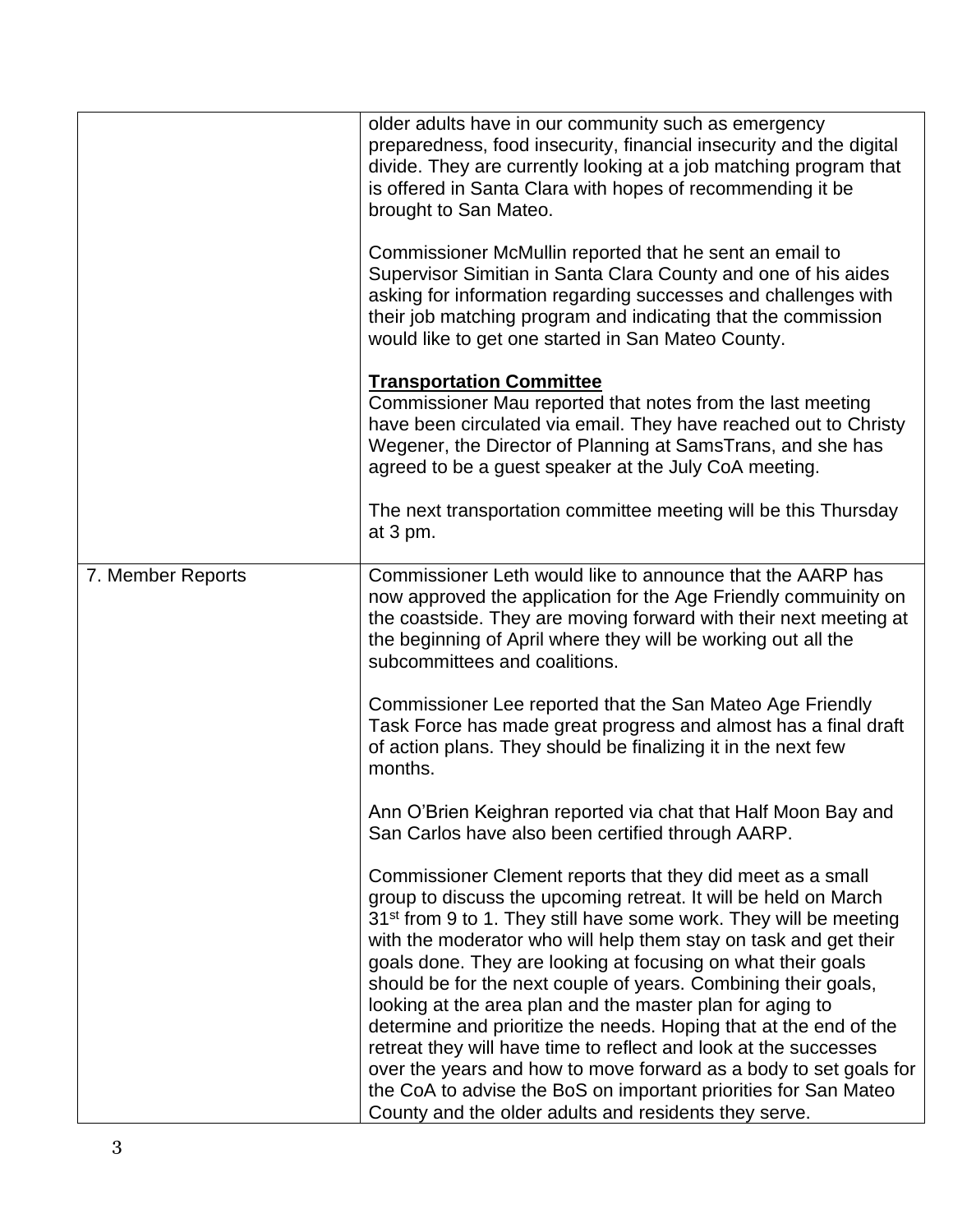| | |
|---|---|
| | older adults have in our community such as emergency preparedness, food insecurity, financial insecurity and the digital divide. They are currently looking at a job matching program that is offered in Santa Clara with hopes of recommending it be brought to San Mateo.<br><br>Commissioner McMullin reported that he sent an email to Supervisor Simitian in Santa Clara County and one of his aides asking for information regarding successes and challenges with their job matching program and indicating that the commission would like to get one started in San Mateo County.<br><br>**Transportation Committee**<br>Commissioner Mau reported that notes from the last meeting have been circulated via email. They have reached out to Christy Wegener, the Director of Planning at SamsTrans, and she has agreed to be a guest speaker at the July CoA meeting.<br><br>The next transportation committee meeting will be this Thursday at 3 pm. |
| 7. Member Reports | Commissioner Leth would like to announce that the AARP has now approved the application for the Age Friendly commuinity on the coastside. They are moving forward with their next meeting at the beginning of April where they will be working out all the subcommittees and coalitions.<br><br>Commissioner Lee reported that the San Mateo Age Friendly Task Force has made great progress and almost has a final draft of action plans. They should be finalizing it in the next few months.<br><br>Ann O'Brien Keighran reported via chat that Half Moon Bay and San Carlos have also been certified through AARP.<br><br>Commissioner Clement reports that they did meet as a small group to discuss the upcoming retreat. It will be held on March 31st from 9 to 1. They still have some work. They will be meeting with the moderator who will help them stay on task and get their goals done. They are looking at focusing on what their goals should be for the next couple of years. Combining their goals, looking at the area plan and the master plan for aging to determine and prioritize the needs. Hoping that at the end of the retreat they will have time to reflect and look at the successes over the years and how to move forward as a body to set goals for the CoA to advise the BoS on important priorities for San Mateo County and the older adults and residents they serve. |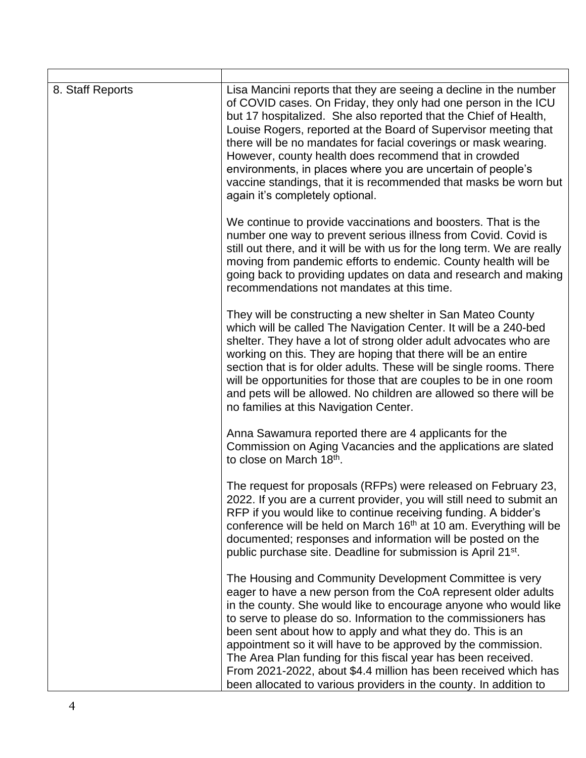| | |
|---|---|
| 8. Staff Reports | Lisa Mancini reports that they are seeing a decline in the number of COVID cases. On Friday, they only had one person in the ICU but 17 hospitalized. She also reported that the Chief of Health, Louise Rogers, reported at the Board of Supervisor meeting that there will be no mandates for facial coverings or mask wearing. However, county health does recommend that in crowded environments, in places where you are uncertain of people's vaccine standings, that it is recommended that masks be worn but again it's completely optional.<br><br>We continue to provide vaccinations and boosters. That is the number one way to prevent serious illness from Covid. Covid is still out there, and it will be with us for the long term. We are really moving from pandemic efforts to endemic. County health will be going back to providing updates on data and research and making recommendations not mandates at this time.<br><br>They will be constructing a new shelter in San Mateo County which will be called The Navigation Center. It will be a 240-bed shelter. They have a lot of strong older adult advocates who are working on this. They are hoping that there will be an entire section that is for older adults. These will be single rooms. There will be opportunities for those that are couples to be in one room and pets will be allowed. No children are allowed so there will be no families at this Navigation Center.<br><br>Anna Sawamura reported there are 4 applicants for the Commission on Aging Vacancies and the applications are slated to close on March 18th.<br><br>The request for proposals (RFPs) were released on February 23, 2022. If you are a current provider, you will still need to submit an RFP if you would like to continue receiving funding. A bidder's conference will be held on March 16th at 10 am. Everything will be documented; responses and information will be posted on the public purchase site. Deadline for submission is April 21st.<br><br>The Housing and Community Development Committee is very eager to have a new person from the CoA represent older adults in the county. She would like to encourage anyone who would like to serve to please do so. Information to the commissioners has been sent about how to apply and what they do. This is an appointment so it will have to be approved by the commission. The Area Plan funding for this fiscal year has been received. From 2021-2022, about $4.4 million has been received which has been allocated to various providers in the county. In addition to |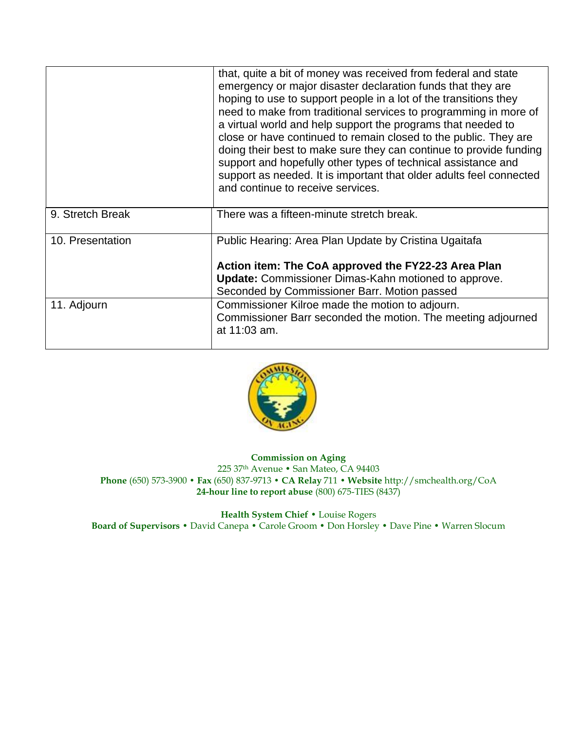| | |
|---|---|
| | that, quite a bit of money was received from federal and state emergency or major disaster declaration funds that they are hoping to use to support people in a lot of the transitions they need to make from traditional services to programming in more of a virtual world and help support the programs that needed to close or have continued to remain closed to the public. They are doing their best to make sure they can continue to provide funding support and hopefully other types of technical assistance and support as needed. It is important that older adults feel connected and continue to receive services. |
| 9. Stretch Break | There was a fifteen-minute stretch break. |
| 10. Presentation | Public Hearing: Area Plan Update by Cristina Ugaitafa<br><br>**Action item: The CoA approved the FY22-23 Area Plan Update:** Commissioner Dimas-Kahn motioned to approve. Seconded by Commissioner Barr. Motion passed |
| 11. Adjourn | Commissioner Kilroe made the motion to adjourn. Commissioner Barr seconded the motion. The meeting adjourned at 11:03 am. |

**Commission on Aging**
225 37th Avenue • San Mateo, CA 94403
**Phone** (650) 573-3900 • **Fax** (650) 837-9713 • **CA Relay** 711 • **Website** http://smchealth.org/CoA
**24-hour line to report abuse** (800) 675-TIES (8437)

**Health System Chief** • Louise Rogers
**Board of Supervisors** • David Canepa • Carole Groom • Don Horsley • Dave Pine • Warren Slocum